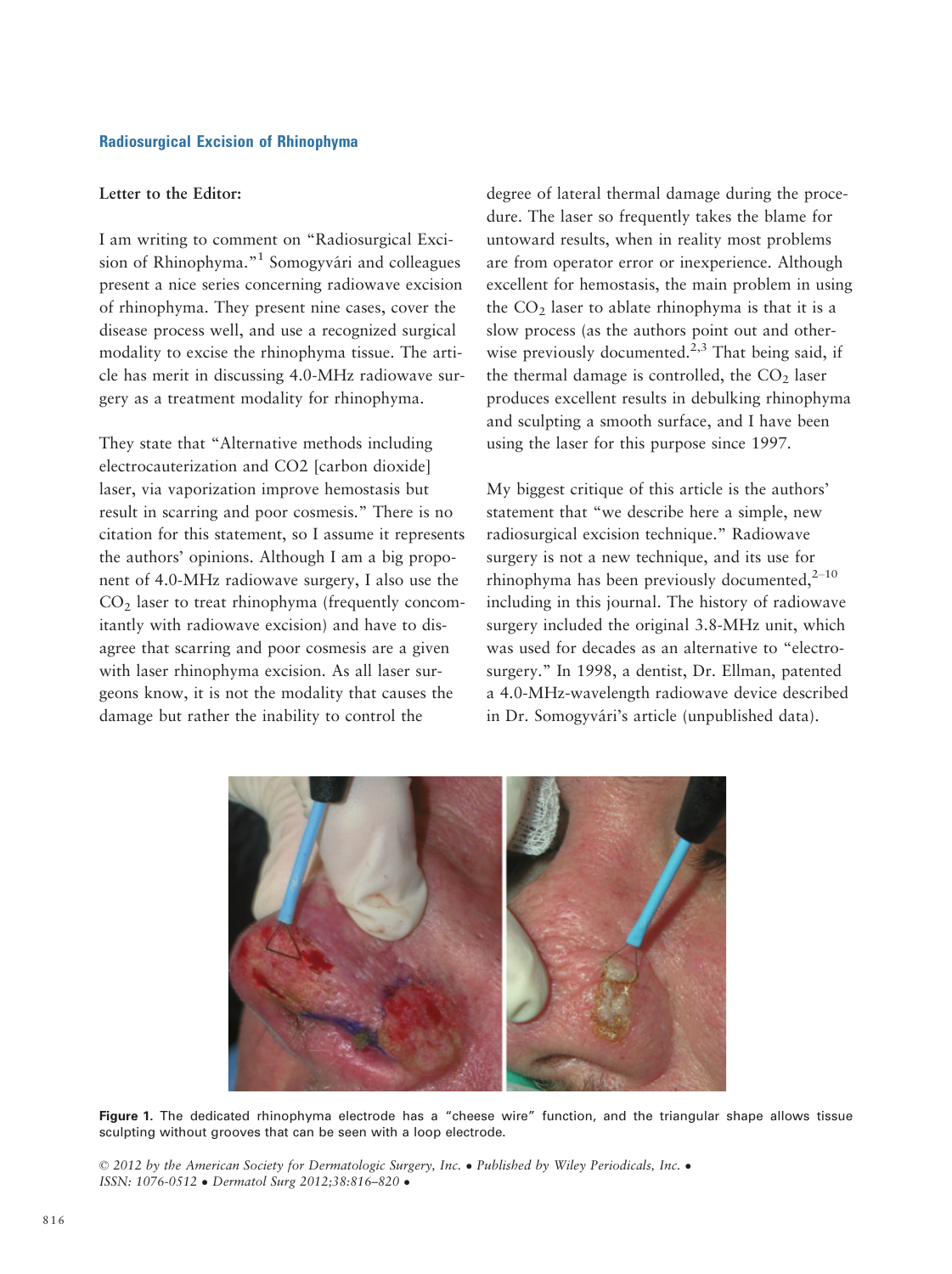## Radiosurgical Excision of Rhinophyma

**Letter to the Editor:**

I am writing to comment on "Radiosurgical Excision of Rhinophyma."[1] Somogyvári and colleagues present a nice series concerning radiowave excision of rhinophyma. They present nine cases, cover the disease process well, and use a recognized surgical modality to excise the rhinophyma tissue. The article has merit in discussing 4.0-MHz radiowave surgery as a treatment modality for rhinophyma.

They state that "Alternative methods including electrocauterization and CO2 [carbon dioxide] laser, via vaporization improve hemostasis but result in scarring and poor cosmesis." There is no citation for this statement, so I assume it represents the authors' opinions. Although I am a big proponent of 4.0-MHz radiowave surgery, I also use the $CO_2$ laser to treat rhinophyma (frequently concomitantly with radiowave excision) and have to disagree that scarring and poor cosmesis are a given with laser rhinophyma excision. As all laser surgeons know, it is not the modality that causes the damage but rather the inability to control the degree of lateral thermal damage during the procedure. The laser so frequently takes the blame for untoward results, when in reality most problems are from operator error or inexperience. Although excellent for hemostasis, the main problem in using the $CO_2$ laser to ablate rhinophyma is that it is a slow process (as the authors point out and otherwise previously documented.[2,3] That being said, if the thermal damage is controlled, the $CO_2$ laser produces excellent results in debulking rhinophyma and sculpting a smooth surface, and I have been using the laser for this purpose since 1997.

My biggest critique of this article is the authors' statement that "we describe here a simple, new radiosurgical excision technique." Radiowave surgery is not a new technique, and its use for rhinophyma has been previously documented,[2–10] including in this journal. The history of radiowave surgery included the original 3.8-MHz unit, which was used for decades as an alternative to "electrosurgery." In 1998, a dentist, Dr. Ellman, patented a 4.0-MHz-wavelength radiowave device described in Dr. Somogyvári's article (unpublished data).

**Figure 1.** The dedicated rhinophyma electrode has a "cheese wire" function, and the triangular shape allows tissue sculpting without grooves that can be seen with a loop electrode.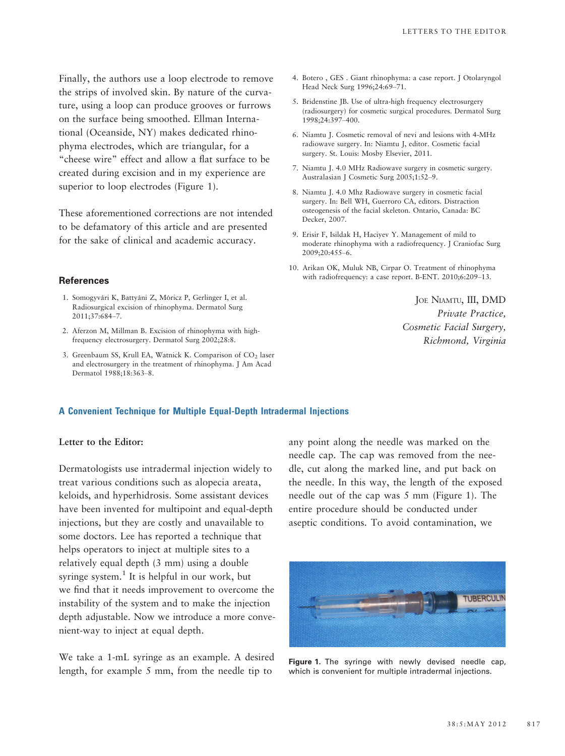Finally, the authors use a loop electrode to remove the strips of involved skin. By nature of the curvature, using a loop can produce grooves or furrows on the surface being smoothed. Ellman International (Oceanside, NY) makes dedicated rhinophyma electrodes, which are triangular, for a "cheese wire" effect and allow a flat surface to be created during excision and in my experience are superior to loop electrodes (Figure 1).

These aforementioned corrections are not intended to be defamatory of this article and are presented for the sake of clinical and academic accuracy.

### References

1. Somogyvári K, Battyáni Z, Móricz P, Gerlinger I, et al. Radiosurgical excision of rhinophyma. Dermatol Surg 2011;37:684–7.
2. Aferzon M, Millman B. Excision of rhinophyma with high-frequency electrosurgery. Dermatol Surg 2002;28:8.
3. Greenbaum SS, Krull EA, Watnick K. Comparison of $CO_2$ laser and electrosurgery in the treatment of rhinophyma. J Am Acad Dermatol 1988;18:363–8.
4. Botero , GES . Giant rhinophyma: a case report. J Otolaryngol Head Neck Surg 1996;24:69–71.
5. Bridenstine JB. Use of ultra-high frequency electrosurgery (radiosurgery) for cosmetic surgical procedures. Dermatol Surg 1998;24:397–400.
6. Niamtu J. Cosmetic removal of nevi and lesions with 4-MHz radiowave surgery. In: Niamtu J, editor. Cosmetic facial surgery. St. Louis: Mosby Elsevier, 2011.
7. Niamtu J. 4.0 MHz Radiowave surgery in cosmetic surgery. Australasian J Cosmetic Surg 2005;1:52–9.
8. Niamtu J. 4.0 Mhz Radiowave surgery in cosmetic facial surgery. In: Bell WH, Guerroro CA, editors. Distraction osteogenesis of the facial skeleton. Ontario, Canada: BC Decker, 2007.
9. Erisir F, Isildak H, Haciyev Y. Management of mild to moderate rhinophyma with a radiofrequency. J Craniofac Surg 2009;20:455–6.
10. Arikan OK, Muluk NB, Cirpar O. Treatment of rhinophyma with radiofrequency: a case report. B-ENT. 2010;6:209–13.

JOE NIAMTU, III, DMD
*Private Practice,*
*Cosmetic Facial Surgery,*
*Richmond, Virginia*

## A Convenient Technique for Multiple Equal-Depth Intradermal Injections

**Letter to the Editor:**

Dermatologists use intradermal injection widely to treat various conditions such as alopecia areata, keloids, and hyperhidrosis. Some assistant devices have been invented for multipoint and equal-depth injections, but they are costly and unavailable to some doctors. Lee has reported a technique that helps operators to inject at multiple sites to a relatively equal depth (3 mm) using a double syringe system.[1] It is helpful in our work, but we find that it needs improvement to overcome the instability of the system and to make the injection depth adjustable. Now we introduce a more convenient-way to inject at equal depth.

We take a 1-mL syringe as an example. A desired length, for example 5 mm, from the needle tip to any point along the needle was marked on the needle cap. The cap was removed from the needle, cut along the marked line, and put back on the needle. In this way, the length of the exposed needle out of the cap was 5 mm (Figure 1). The entire procedure should be conducted under aseptic conditions. To avoid contamination, we

**Figure 1.** The syringe with newly devised needle cap, which is convenient for multiple intradermal injections.